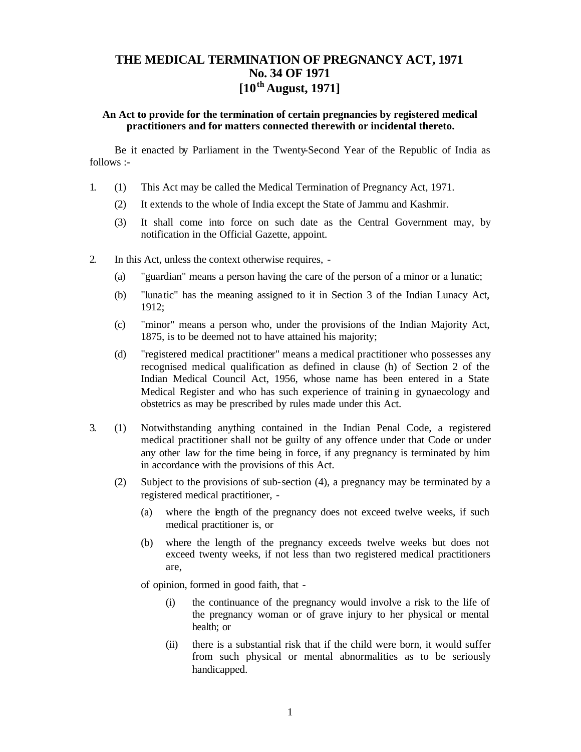# THE MEDICAL TERMINATION OF PREGNANCY ACT, 1971
# No. 34 OF 1971
# [10th August, 1971]

**An Act to provide for the termination of certain pregnancies by registered medical practitioners and for matters connected therewith or incidental thereto.**

Be it enacted by Parliament in the Twenty-Second Year of the Republic of India as follows :-

1. (1) This Act may be called the Medical Termination of Pregnancy Act, 1971.

   (2) It extends to the whole of India except the State of Jammu and Kashmir.

   (3) It shall come into force on such date as the Central Government may, by notification in the Official Gazette, appoint.

2. In this Act, unless the context otherwise requires, -

   (a) "guardian" means a person having the care of the person of a minor or a lunatic;

   (b) "lunatic" has the meaning assigned to it in Section 3 of the Indian Lunacy Act, 1912;

   (c) "minor" means a person who, under the provisions of the Indian Majority Act, 1875, is to be deemed not to have attained his majority;

   (d) "registered medical practitioner" means a medical practitioner who possesses any recognised medical qualification as defined in clause (h) of Section 2 of the Indian Medical Council Act, 1956, whose name has been entered in a State Medical Register and who has such experience of training in gynaecology and obstetrics as may be prescribed by rules made under this Act.

3. (1) Notwithstanding anything contained in the Indian Penal Code, a registered medical practitioner shall not be guilty of any offence under that Code or under any other law for the time being in force, if any pregnancy is terminated by him in accordance with the provisions of this Act.

   (2) Subject to the provisions of sub-section (4), a pregnancy may be terminated by a registered medical practitioner, -

   (a) where the length of the pregnancy does not exceed twelve weeks, if such medical practitioner is, or

   (b) where the length of the pregnancy exceeds twelve weeks but does not exceed twenty weeks, if not less than two registered medical practitioners are,

   of opinion, formed in good faith, that -

   (i) the continuance of the pregnancy would involve a risk to the life of the pregnancy woman or of grave injury to her physical or mental health; or

   (ii) there is a substantial risk that if the child were born, it would suffer from such physical or mental abnormalities as to be seriously handicapped.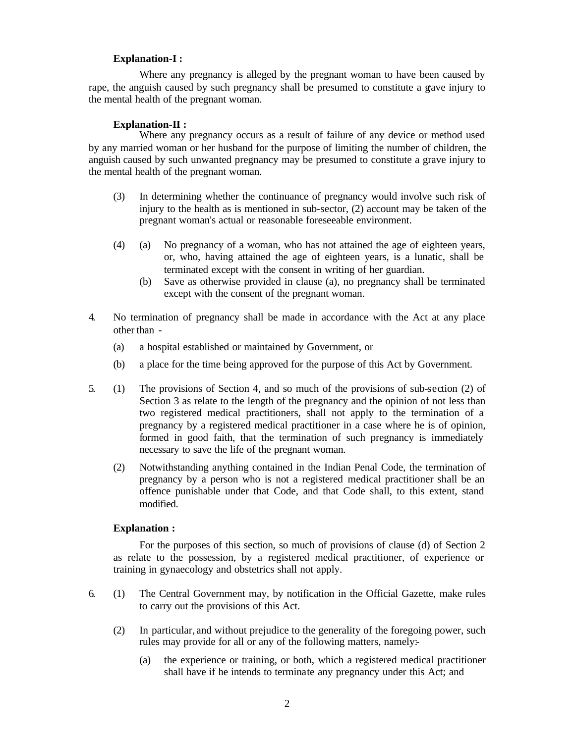**Explanation-I :**

Where any pregnancy is alleged by the pregnant woman to have been caused by rape, the anguish caused by such pregnancy shall be presumed to constitute a grave injury to the mental health of the pregnant woman.

**Explanation-II :**

Where any pregnancy occurs as a result of failure of any device or method used by any married woman or her husband for the purpose of limiting the number of children, the anguish caused by such unwanted pregnancy may be presumed to constitute a grave injury to the mental health of the pregnant woman.

(3) In determining whether the continuance of pregnancy would involve such risk of injury to the health as is mentioned in sub-sector, (2) account may be taken of the pregnant woman's actual or reasonable foreseeable environment.

(4) (a) No pregnancy of a woman, who has not attained the age of eighteen years, or, who, having attained the age of eighteen years, is a lunatic, shall be terminated except with the consent in writing of her guardian.

(b) Save as otherwise provided in clause (a), no pregnancy shall be terminated except with the consent of the pregnant woman.

4. No termination of pregnancy shall be made in accordance with the Act at any place other than -

(a) a hospital established or maintained by Government, or

(b) a place for the time being approved for the purpose of this Act by Government.

5. (1) The provisions of Section 4, and so much of the provisions of sub-section (2) of Section 3 as relate to the length of the pregnancy and the opinion of not less than two registered medical practitioners, shall not apply to the termination of a pregnancy by a registered medical practitioner in a case where he is of opinion, formed in good faith, that the termination of such pregnancy is immediately necessary to save the life of the pregnant woman.

(2) Notwithstanding anything contained in the Indian Penal Code, the termination of pregnancy by a person who is not a registered medical practitioner shall be an offence punishable under that Code, and that Code shall, to this extent, stand modified.

**Explanation :**

For the purposes of this section, so much of provisions of clause (d) of Section 2 as relate to the possession, by a registered medical practitioner, of experience or training in gynaecology and obstetrics shall not apply.

6. (1) The Central Government may, by notification in the Official Gazette, make rules to carry out the provisions of this Act.

(2) In particular, and without prejudice to the generality of the foregoing power, such rules may provide for all or any of the following matters, namely:-

(a) the experience or training, or both, which a registered medical practitioner shall have if he intends to terminate any pregnancy under this Act; and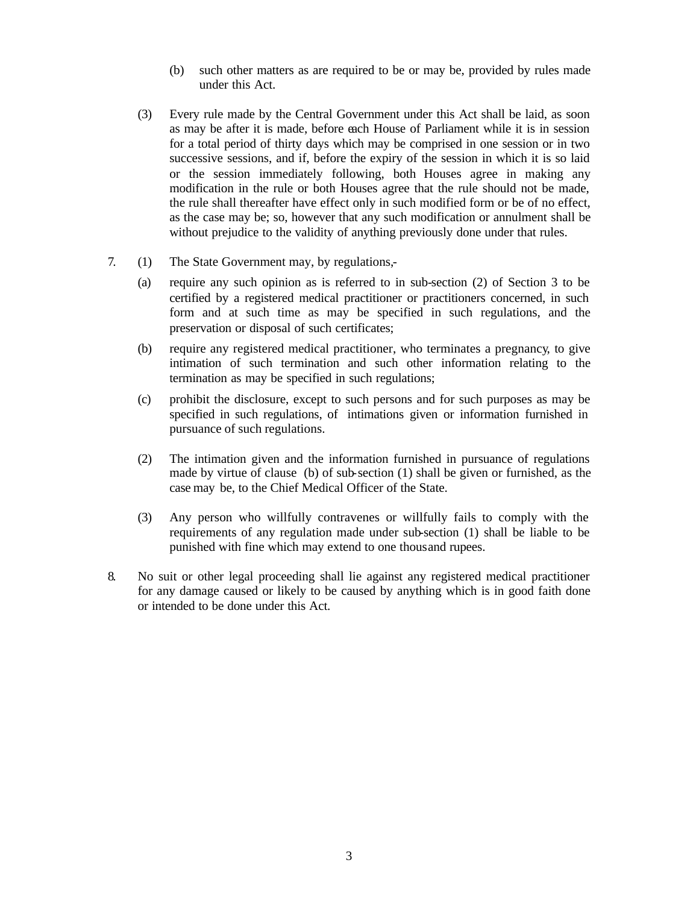(b) such other matters as are required to be or may be, provided by rules made under this Act.

(3) Every rule made by the Central Government under this Act shall be laid, as soon as may be after it is made, before each House of Parliament while it is in session for a total period of thirty days which may be comprised in one session or in two successive sessions, and if, before the expiry of the session in which it is so laid or the session immediately following, both Houses agree in making any modification in the rule or both Houses agree that the rule should not be made, the rule shall thereafter have effect only in such modified form or be of no effect, as the case may be; so, however that any such modification or annulment shall be without prejudice to the validity of anything previously done under that rules.

7. (1) The State Government may, by regulations,-

(a) require any such opinion as is referred to in sub-section (2) of Section 3 to be certified by a registered medical practitioner or practitioners concerned, in such form and at such time as may be specified in such regulations, and the preservation or disposal of such certificates;

(b) require any registered medical practitioner, who terminates a pregnancy, to give intimation of such termination and such other information relating to the termination as may be specified in such regulations;

(c) prohibit the disclosure, except to such persons and for such purposes as may be specified in such regulations, of intimations given or information furnished in pursuance of such regulations.

(2) The intimation given and the information furnished in pursuance of regulations made by virtue of clause (b) of sub-section (1) shall be given or furnished, as the case may be, to the Chief Medical Officer of the State.

(3) Any person who willfully contravenes or willfully fails to comply with the requirements of any regulation made under sub-section (1) shall be liable to be punished with fine which may extend to one thousand rupees.

8. No suit or other legal proceeding shall lie against any registered medical practitioner for any damage caused or likely to be caused by anything which is in good faith done or intended to be done under this Act.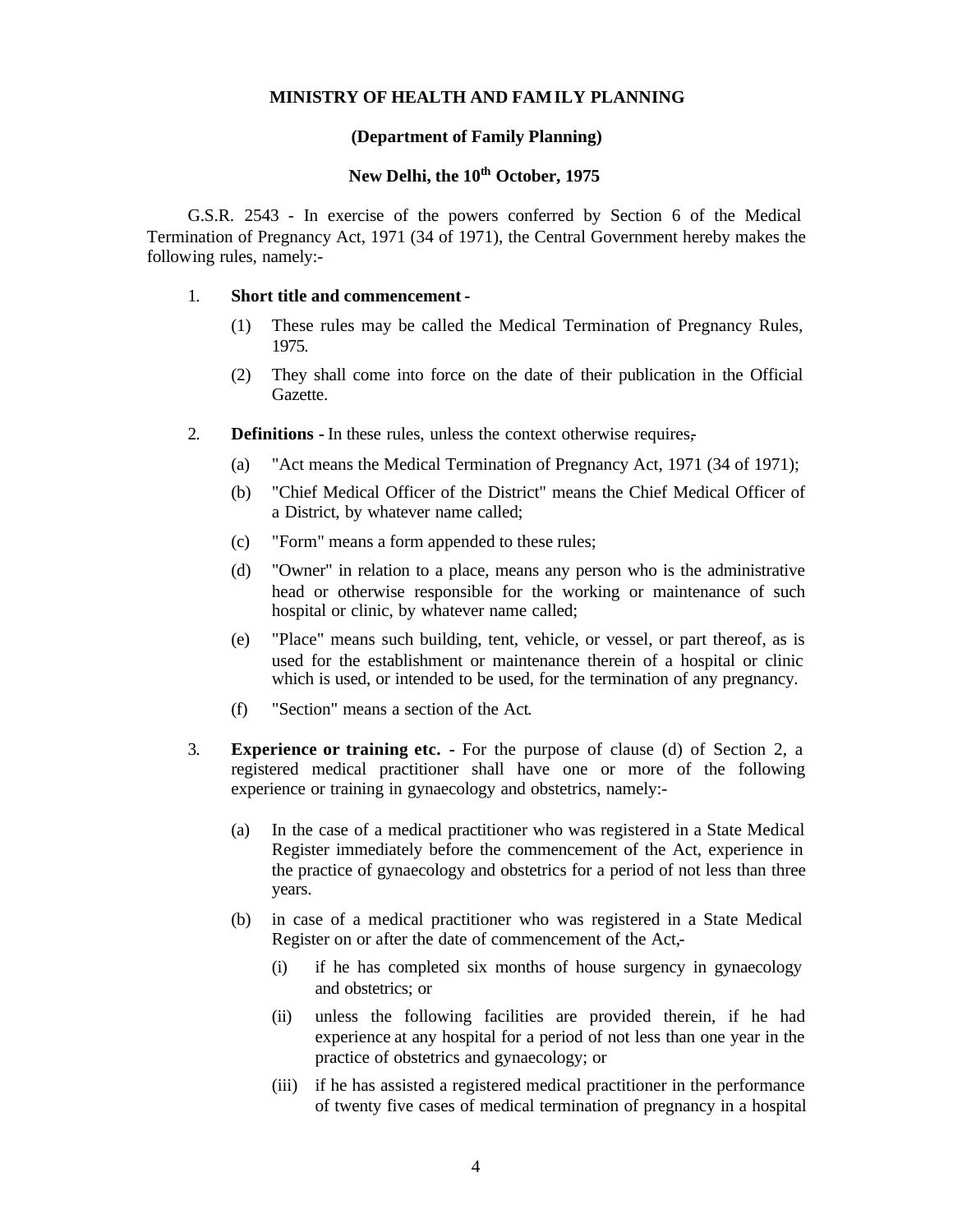**MINISTRY OF HEALTH AND FAMILY PLANNING**

**(Department of Family Planning)**

**New Delhi, the 10th October, 1975**

G.S.R. 2543 - In exercise of the powers conferred by Section 6 of the Medical Termination of Pregnancy Act, 1971 (34 of 1971), the Central Government hereby makes the following rules, namely:-

1. **Short title and commencement -**

   (1) These rules may be called the Medical Termination of Pregnancy Rules, 1975.

   (2) They shall come into force on the date of their publication in the Official Gazette.

2. **Definitions -** In these rules, unless the context otherwise requires,

   (a) "Act means the Medical Termination of Pregnancy Act, 1971 (34 of 1971);

   (b) "Chief Medical Officer of the District" means the Chief Medical Officer of a District, by whatever name called;

   (c) "Form" means a form appended to these rules;

   (d) "Owner" in relation to a place, means any person who is the administrative head or otherwise responsible for the working or maintenance of such hospital or clinic, by whatever name called;

   (e) "Place" means such building, tent, vehicle, or vessel, or part thereof, as is used for the establishment or maintenance therein of a hospital or clinic which is used, or intended to be used, for the termination of any pregnancy.

   (f) "Section" means a section of the Act.

3. **Experience or training etc. -** For the purpose of clause (d) of Section 2, a registered medical practitioner shall have one or more of the following experience or training in gynaecology and obstetrics, namely:-

   (a) In the case of a medical practitioner who was registered in a State Medical Register immediately before the commencement of the Act, experience in the practice of gynaecology and obstetrics for a period of not less than three years.

   (b) in case of a medical practitioner who was registered in a State Medical Register on or after the date of commencement of the Act,-

      (i) if he has completed six months of house surgency in gynaecology and obstetrics; or

      (ii) unless the following facilities are provided therein, if he had experience at any hospital for a period of not less than one year in the practice of obstetrics and gynaecology; or

      (iii) if he has assisted a registered medical practitioner in the performance of twenty five cases of medical termination of pregnancy in a hospital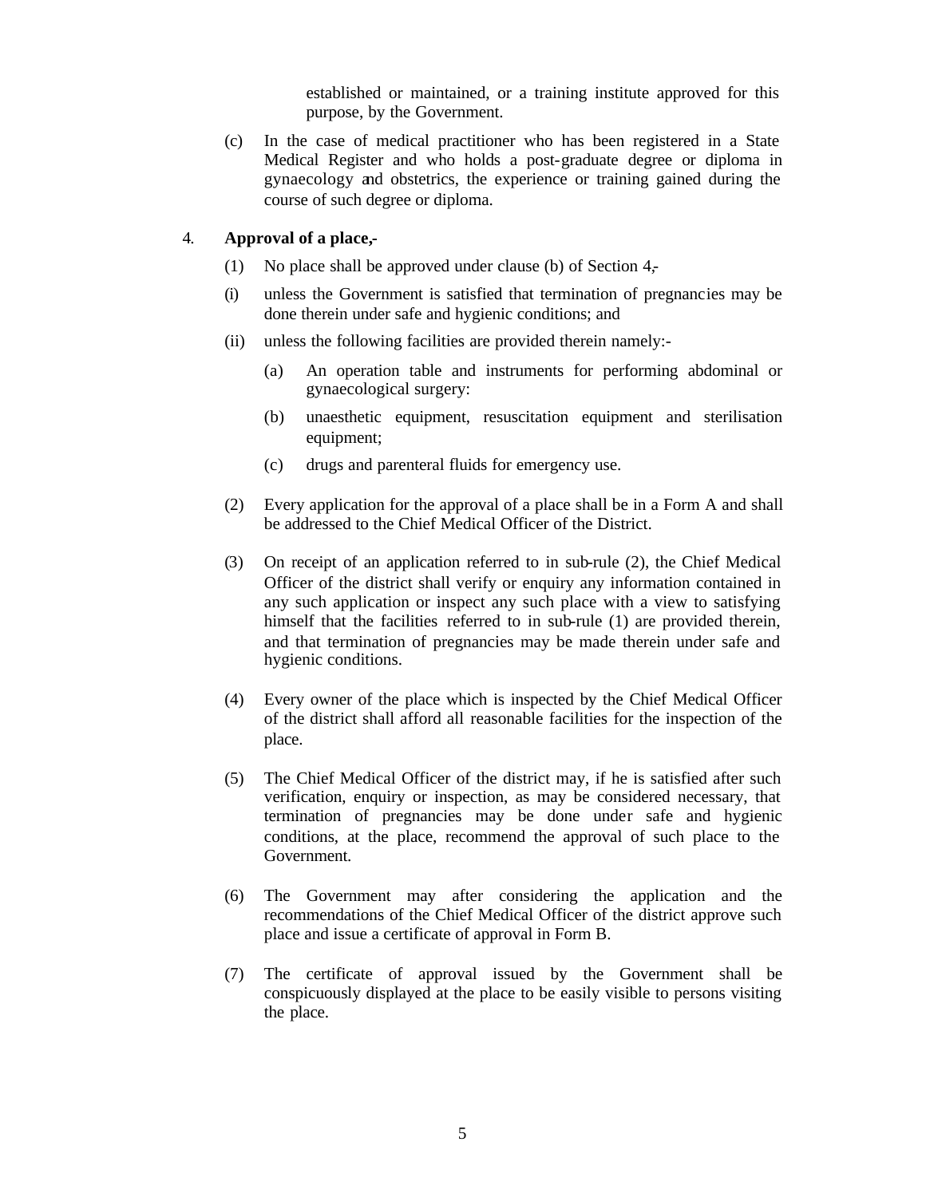established or maintained, or a training institute approved for this purpose, by the Government.

(c) In the case of medical practitioner who has been registered in a State Medical Register and who holds a post-graduate degree or diploma in gynaecology and obstetrics, the experience or training gained during the course of such degree or diploma.

4. **Approval of a place,-**

(1) No place shall be approved under clause (b) of Section 4,-

(i) unless the Government is satisfied that termination of pregnancies may be done therein under safe and hygienic conditions; and

(ii) unless the following facilities are provided therein namely:-

(a) An operation table and instruments for performing abdominal or gynaecological surgery:

(b) unaesthetic equipment, resuscitation equipment and sterilisation equipment;

(c) drugs and parenteral fluids for emergency use.

(2) Every application for the approval of a place shall be in a Form A and shall be addressed to the Chief Medical Officer of the District.

(3) On receipt of an application referred to in sub-rule (2), the Chief Medical Officer of the district shall verify or enquiry any information contained in any such application or inspect any such place with a view to satisfying himself that the facilities referred to in sub-rule (1) are provided therein, and that termination of pregnancies may be made therein under safe and hygienic conditions.

(4) Every owner of the place which is inspected by the Chief Medical Officer of the district shall afford all reasonable facilities for the inspection of the place.

(5) The Chief Medical Officer of the district may, if he is satisfied after such verification, enquiry or inspection, as may be considered necessary, that termination of pregnancies may be done under safe and hygienic conditions, at the place, recommend the approval of such place to the Government.

(6) The Government may after considering the application and the recommendations of the Chief Medical Officer of the district approve such place and issue a certificate of approval in Form B.

(7) The certificate of approval issued by the Government shall be conspicuously displayed at the place to be easily visible to persons visiting the place.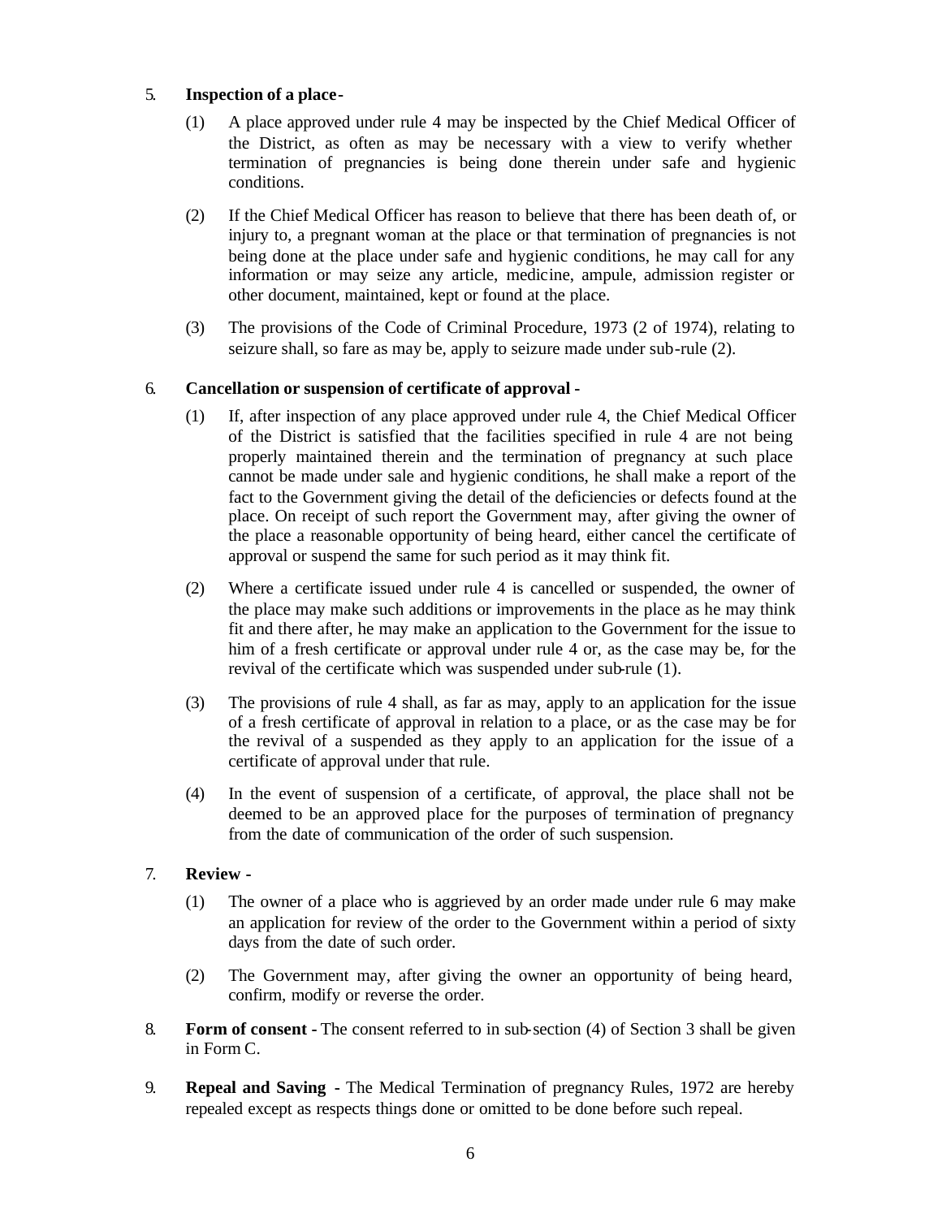5. **Inspection of a place-**

   (1) A place approved under rule 4 may be inspected by the Chief Medical Officer of the District, as often as may be necessary with a view to verify whether termination of pregnancies is being done therein under safe and hygienic conditions.

   (2) If the Chief Medical Officer has reason to believe that there has been death of, or injury to, a pregnant woman at the place or that termination of pregnancies is not being done at the place under safe and hygienic conditions, he may call for any information or may seize any article, medicine, ampule, admission register or other document, maintained, kept or found at the place.

   (3) The provisions of the Code of Criminal Procedure, 1973 (2 of 1974), relating to seizure shall, so fare as may be, apply to seizure made under sub-rule (2).

6. **Cancellation or suspension of certificate of approval -**

   (1) If, after inspection of any place approved under rule 4, the Chief Medical Officer of the District is satisfied that the facilities specified in rule 4 are not being properly maintained therein and the termination of pregnancy at such place cannot be made under sale and hygienic conditions, he shall make a report of the fact to the Government giving the detail of the deficiencies or defects found at the place. On receipt of such report the Government may, after giving the owner of the place a reasonable opportunity of being heard, either cancel the certificate of approval or suspend the same for such period as it may think fit.

   (2) Where a certificate issued under rule 4 is cancelled or suspended, the owner of the place may make such additions or improvements in the place as he may think fit and there after, he may make an application to the Government for the issue to him of a fresh certificate or approval under rule 4 or, as the case may be, for the revival of the certificate which was suspended under sub-rule (1).

   (3) The provisions of rule 4 shall, as far as may, apply to an application for the issue of a fresh certificate of approval in relation to a place, or as the case may be for the revival of a suspended as they apply to an application for the issue of a certificate of approval under that rule.

   (4) In the event of suspension of a certificate, of approval, the place shall not be deemed to be an approved place for the purposes of termination of pregnancy from the date of communication of the order of such suspension.

7. **Review -**

   (1) The owner of a place who is aggrieved by an order made under rule 6 may make an application for review of the order to the Government within a period of sixty days from the date of such order.

   (2) The Government may, after giving the owner an opportunity of being heard, confirm, modify or reverse the order.

8. **Form of consent -** The consent referred to in sub-section (4) of Section 3 shall be given in Form C.

9. **Repeal and Saving -** The Medical Termination of pregnancy Rules, 1972 are hereby repealed except as respects things done or omitted to be done before such repeal.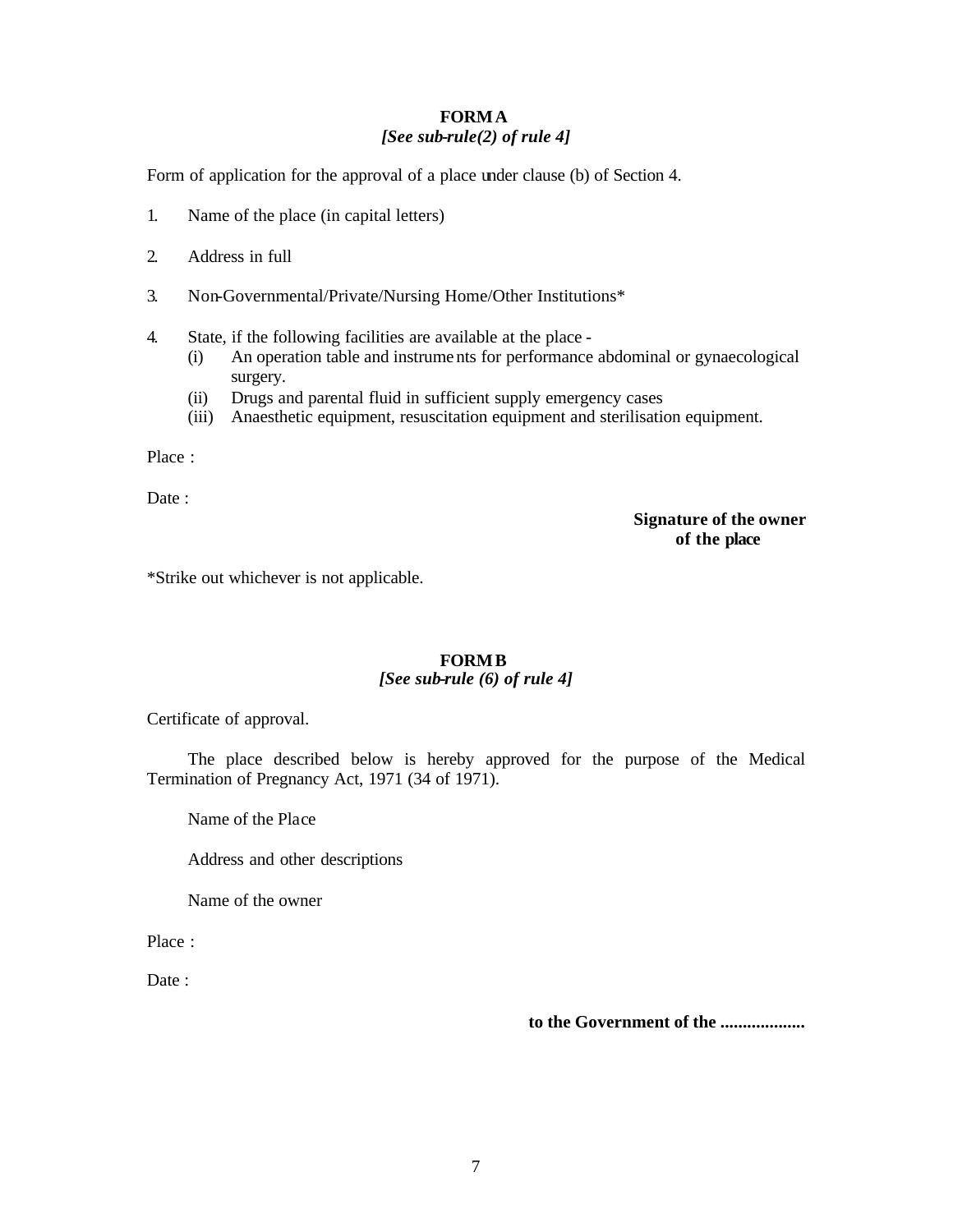## FORM A
*[See sub-rule(2) of rule 4]*

Form of application for the approval of a place under clause (b) of Section 4.

1. Name of the place (in capital letters)

2. Address in full

3. Non-Governmental/Private/Nursing Home/Other Institutions*

4. State, if the following facilities are available at the place -
   (i) An operation table and instruments for performance abdominal or gynaecological surgery.
   (ii) Drugs and parental fluid in sufficient supply emergency cases
   (iii) Anaesthetic equipment, resuscitation equipment and sterilisation equipment.

Place :

Date :

**Signature of the owner of the place**

*Strike out whichever is not applicable.

## FORM B
*[See sub-rule (6) of rule 4]*

Certificate of approval.

The place described below is hereby approved for the purpose of the Medical Termination of Pregnancy Act, 1971 (34 of 1971).

Name of the Place

Address and other descriptions

Name of the owner

Place :

Date :

**to the Government of the ..................**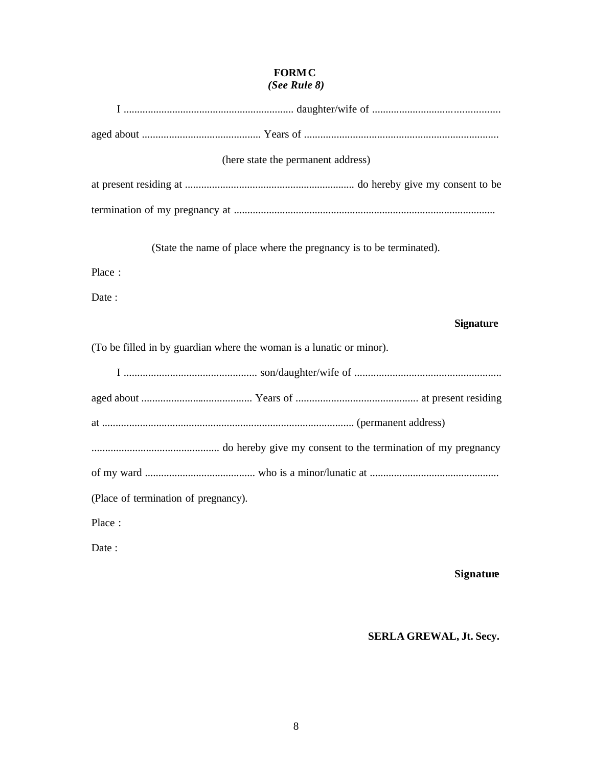**FORM C**
***(See Rule 8)***

I ............................................................... daughter/wife of ...............................................

aged about ............................................ Years of .......................................................................

(here state the permanent address)

at present residing at ............................................................... do hereby give my consent to be

termination of my pregnancy at .................................................................................................

(State the name of place where the pregnancy is to be terminated).

Place :

Date :

**Signature**

(To be filled in by guardian where the woman is a lunatic or minor).

I ................................................ son/daughter/wife of ......................................................

aged about ......................................... Years of ............................................. at present residing

at ............................................................................................ (permanent address)

............................................... do hereby give my consent to the termination of my pregnancy

of my ward ......................................... who is a minor/lunatic at ...............................................

(Place of termination of pregnancy).

Place :

Date :

**Signature**

**SERLA GREWAL, Jt. Secy.**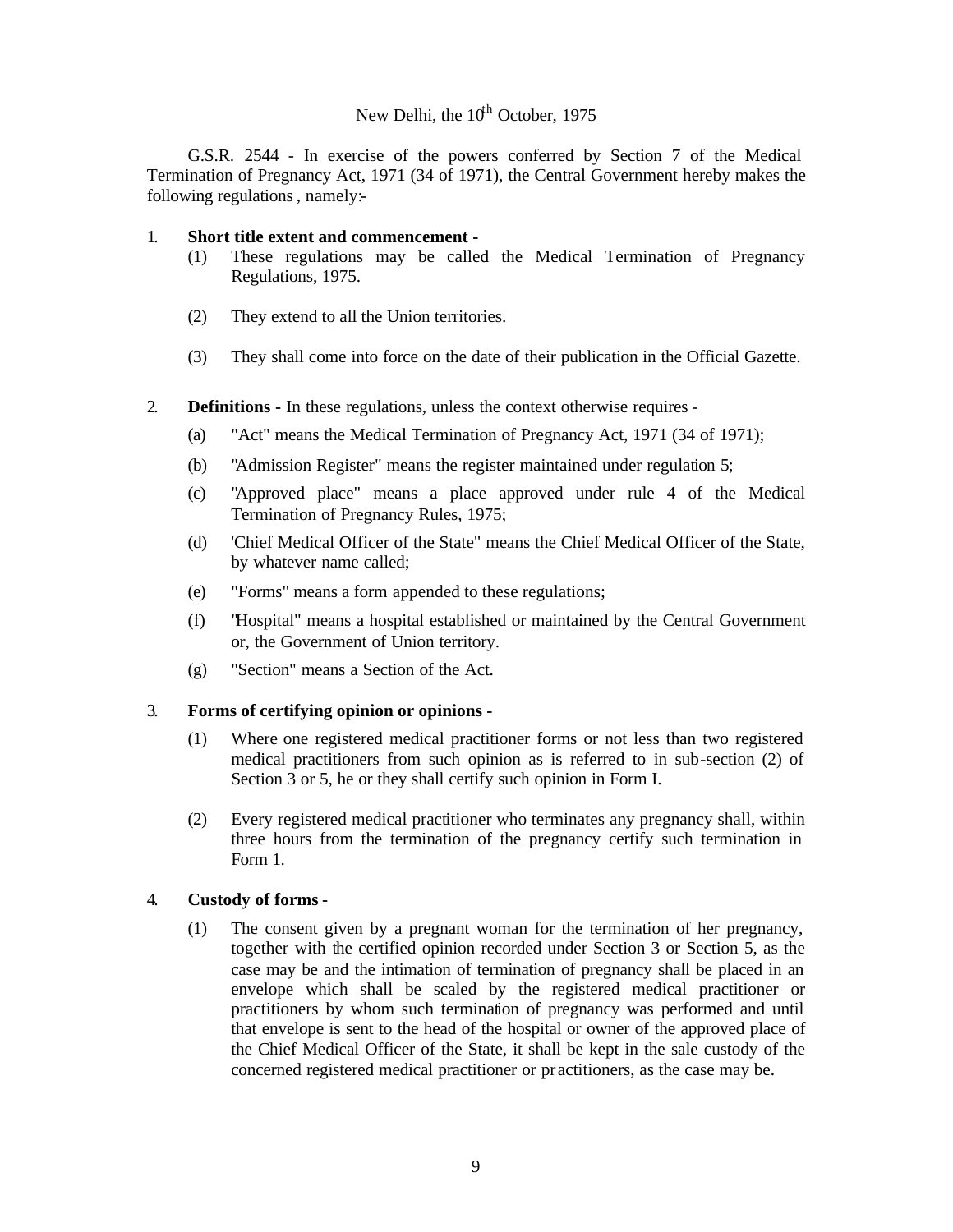New Delhi, the 10th October, 1975

G.S.R. 2544 - In exercise of the powers conferred by Section 7 of the Medical Termination of Pregnancy Act, 1971 (34 of 1971), the Central Government hereby makes the following regulations, namely:-

1. **Short title extent and commencement -**
   (1) These regulations may be called the Medical Termination of Pregnancy Regulations, 1975.

   (2) They extend to all the Union territories.

   (3) They shall come into force on the date of their publication in the Official Gazette.

2. **Definitions -** In these regulations, unless the context otherwise requires -
   (a) "Act" means the Medical Termination of Pregnancy Act, 1971 (34 of 1971);
   (b) "Admission Register" means the register maintained under regulation 5;
   (c) "Approved place" means a place approved under rule 4 of the Medical Termination of Pregnancy Rules, 1975;
   (d) 'Chief Medical Officer of the State" means the Chief Medical Officer of the State, by whatever name called;
   (e) "Forms" means a form appended to these regulations;
   (f) "Hospital" means a hospital established or maintained by the Central Government or, the Government of Union territory.
   (g) "Section" means a Section of the Act.

3. **Forms of certifying opinion or opinions -**
   (1) Where one registered medical practitioner forms or not less than two registered medical practitioners from such opinion as is referred to in sub-section (2) of Section 3 or 5, he or they shall certify such opinion in Form I.

   (2) Every registered medical practitioner who terminates any pregnancy shall, within three hours from the termination of the pregnancy certify such termination in Form 1.

4. **Custody of forms -**
   (1) The consent given by a pregnant woman for the termination of her pregnancy, together with the certified opinion recorded under Section 3 or Section 5, as the case may be and the intimation of termination of pregnancy shall be placed in an envelope which shall be scaled by the registered medical practitioner or practitioners by whom such termination of pregnancy was performed and until that envelope is sent to the head of the hospital or owner of the approved place of the Chief Medical Officer of the State, it shall be kept in the sale custody of the concerned registered medical practitioner or practitioners, as the case may be.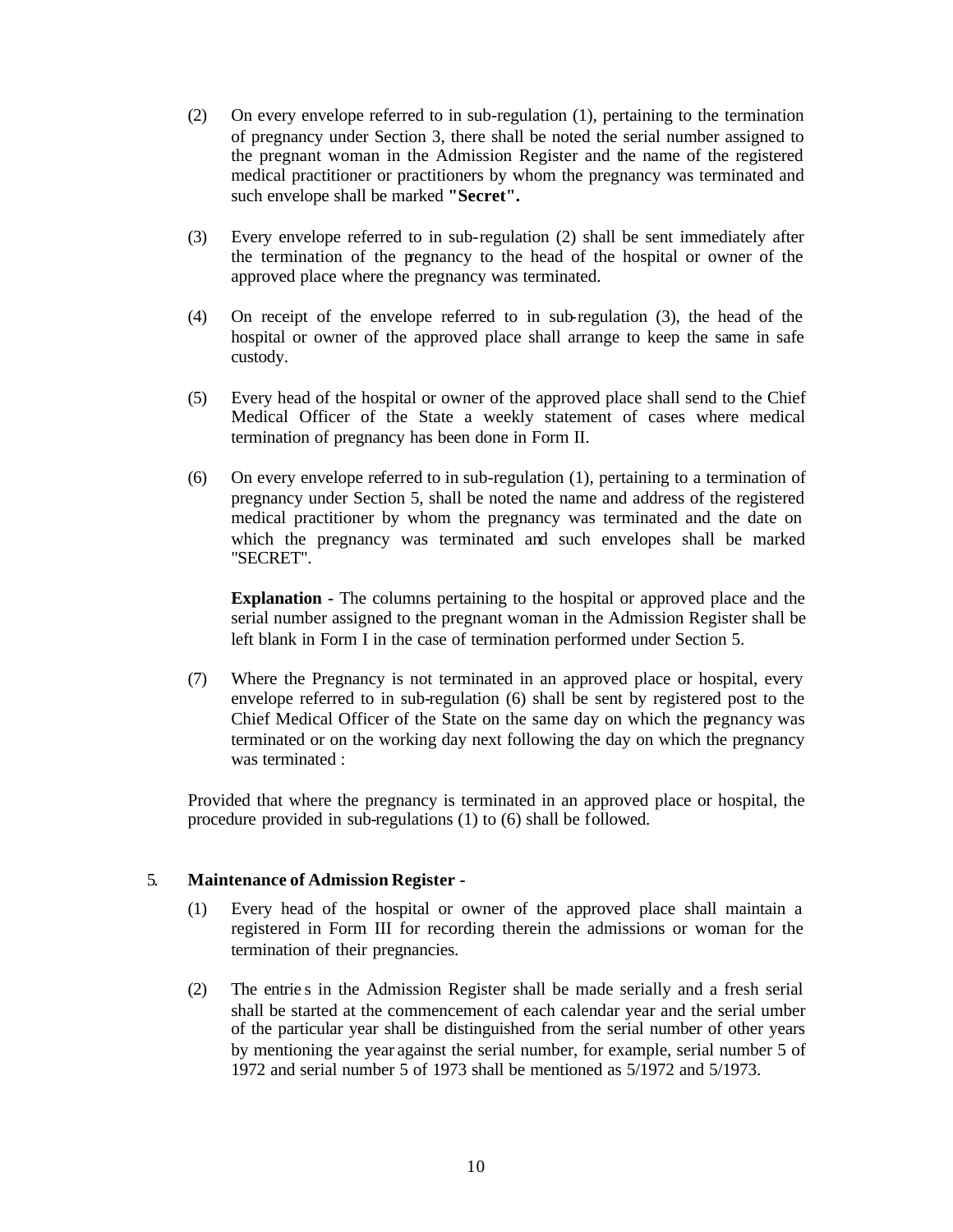(2) On every envelope referred to in sub-regulation (1), pertaining to the termination of pregnancy under Section 3, there shall be noted the serial number assigned to the pregnant woman in the Admission Register and the name of the registered medical practitioner or practitioners by whom the pregnancy was terminated and such envelope shall be marked **"Secret".**

(3) Every envelope referred to in sub-regulation (2) shall be sent immediately after the termination of the pregnancy to the head of the hospital or owner of the approved place where the pregnancy was terminated.

(4) On receipt of the envelope referred to in sub-regulation (3), the head of the hospital or owner of the approved place shall arrange to keep the same in safe custody.

(5) Every head of the hospital or owner of the approved place shall send to the Chief Medical Officer of the State a weekly statement of cases where medical termination of pregnancy has been done in Form II.

(6) On every envelope referred to in sub-regulation (1), pertaining to a termination of pregnancy under Section 5, shall be noted the name and address of the registered medical practitioner by whom the pregnancy was terminated and the date on which the pregnancy was terminated and such envelopes shall be marked "SECRET".

**Explanation -** The columns pertaining to the hospital or approved place and the serial number assigned to the pregnant woman in the Admission Register shall be left blank in Form I in the case of termination performed under Section 5.

(7) Where the Pregnancy is not terminated in an approved place or hospital, every envelope referred to in sub-regulation (6) shall be sent by registered post to the Chief Medical Officer of the State on the same day on which the pregnancy was terminated or on the working day next following the day on which the pregnancy was terminated :

Provided that where the pregnancy is terminated in an approved place or hospital, the procedure provided in sub-regulations (1) to (6) shall be followed.

5. **Maintenance of Admission Register -**

(1) Every head of the hospital or owner of the approved place shall maintain a registered in Form III for recording therein the admissions or woman for the termination of their pregnancies.

(2) The entries in the Admission Register shall be made serially and a fresh serial shall be started at the commencement of each calendar year and the serial umber of the particular year shall be distinguished from the serial number of other years by mentioning the year against the serial number, for example, serial number 5 of 1972 and serial number 5 of 1973 shall be mentioned as 5/1972 and 5/1973.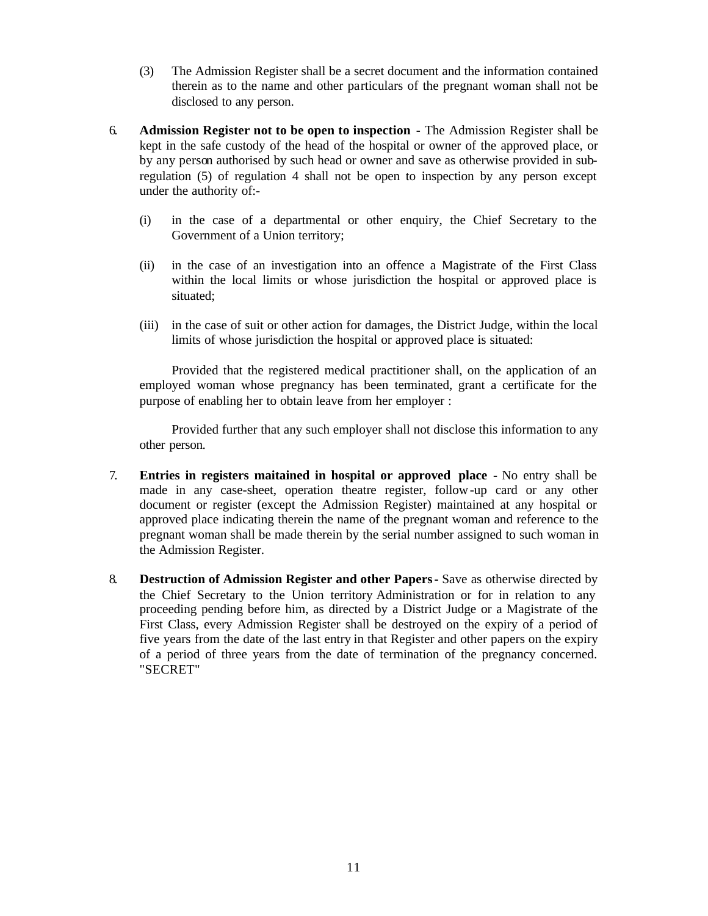(3) The Admission Register shall be a secret document and the information contained therein as to the name and other particulars of the pregnant woman shall not be disclosed to any person.

6. **Admission Register not to be open to inspection** - The Admission Register shall be kept in the safe custody of the head of the hospital or owner of the approved place, or by any person authorised by such head or owner and save as otherwise provided in sub-regulation (5) of regulation 4 shall not be open to inspection by any person except under the authority of:-

   (i) in the case of a departmental or other enquiry, the Chief Secretary to the Government of a Union territory;

   (ii) in the case of an investigation into an offence a Magistrate of the First Class within the local limits or whose jurisdiction the hospital or approved place is situated;

   (iii) in the case of suit or other action for damages, the District Judge, within the local limits of whose jurisdiction the hospital or approved place is situated:

   Provided that the registered medical practitioner shall, on the application of an employed woman whose pregnancy has been terminated, grant a certificate for the purpose of enabling her to obtain leave from her employer :

   Provided further that any such employer shall not disclose this information to any other person.

7. **Entries in registers maitained in hospital or approved place** - No entry shall be made in any case-sheet, operation theatre register, follow-up card or any other document or register (except the Admission Register) maintained at any hospital or approved place indicating therein the name of the pregnant woman and reference to the pregnant woman shall be made therein by the serial number assigned to such woman in the Admission Register.

8. **Destruction of Admission Register and other Papers** - Save as otherwise directed by the Chief Secretary to the Union territory Administration or for in relation to any proceeding pending before him, as directed by a District Judge or a Magistrate of the First Class, every Admission Register shall be destroyed on the expiry of a period of five years from the date of the last entry in that Register and other papers on the expiry of a period of three years from the date of termination of the pregnancy concerned. "SECRET"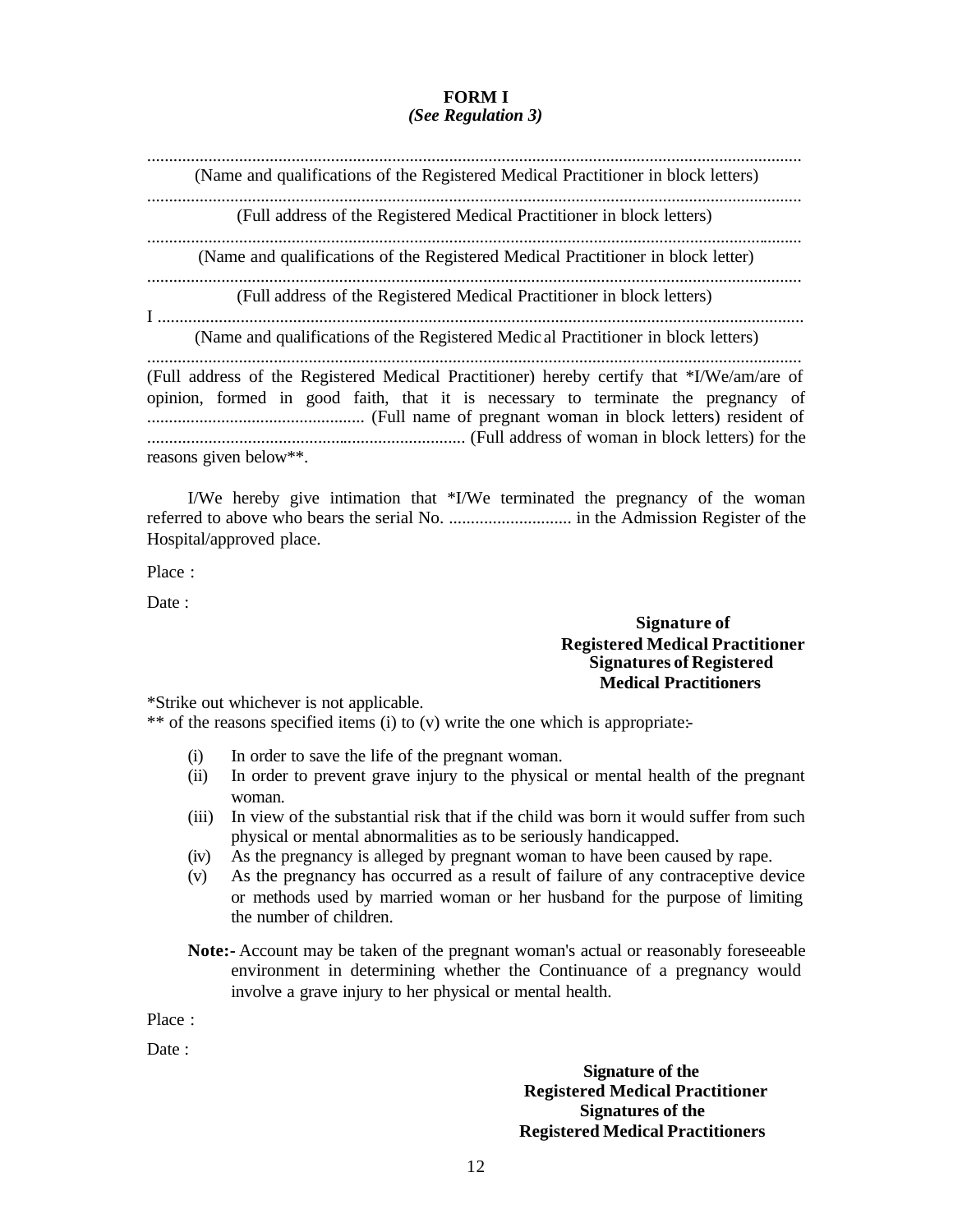**FORM I**
***(See Regulation 3)***

.......................................................................................................................................................
(Name and qualifications of the Registered Medical Practitioner in block letters)

.......................................................................................................................................................
(Full address of the Registered Medical Practitioner in block letters)

.......................................................................................................................................................
(Name and qualifications of the Registered Medical Practitioner in block letter)

.......................................................................................................................................................
(Full address of the Registered Medical Practitioner in block letters)

I .......................................................................................................................................................
(Name and qualifications of the Registered Medical Practitioner in block letters)

.......................................................................................................................................................
(Full address of the Registered Medical Practitioner) hereby certify that *I/We/am/are of opinion, formed in good faith, that it is necessary to terminate the pregnancy of .................................................. (Full name of pregnant woman in block letters) resident of ......................................................................... (Full address of woman in block letters) for the reasons given below**.

I/We hereby give intimation that *I/We terminated the pregnancy of the woman referred to above who bears the serial No. ............................ in the Admission Register of the Hospital/approved place.

Place :

Date :

**Signature of**
**Registered Medical Practitioner**
**Signatures of Registered**
**Medical Practitioners**

*Strike out whichever is not applicable.

** of the reasons specified items (i) to (v) write the one which is appropriate:-

(i) In order to save the life of the pregnant woman.
(ii) In order to prevent grave injury to the physical or mental health of the pregnant woman.
(iii) In view of the substantial risk that if the child was born it would suffer from such physical or mental abnormalities as to be seriously handicapped.
(iv) As the pregnancy is alleged by pregnant woman to have been caused by rape.
(v) As the pregnancy has occurred as a result of failure of any contraceptive device or methods used by married woman or her husband for the purpose of limiting the number of children.

**Note:-** Account may be taken of the pregnant woman's actual or reasonably foreseeable environment in determining whether the Continuance of a pregnancy would involve a grave injury to her physical or mental health.

Place :

Date :

**Signature of the**
**Registered Medical Practitioner**
**Signatures of the**
**Registered Medical Practitioners**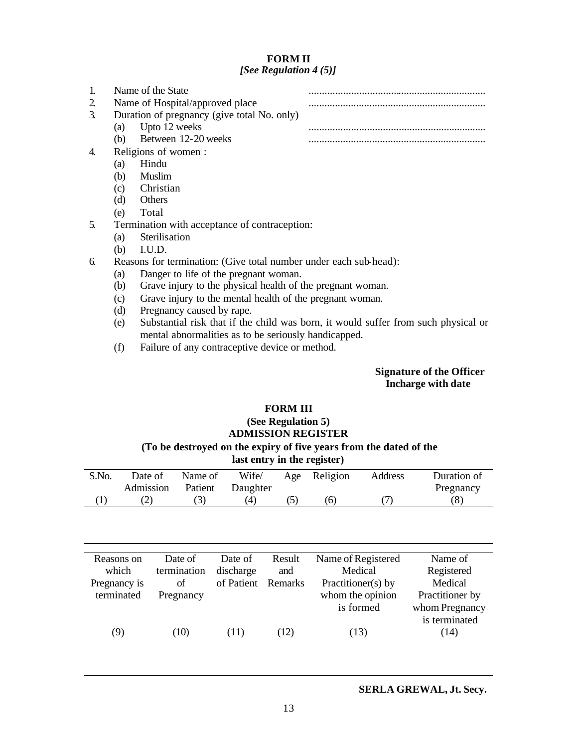**FORM II**
***[See Regulation 4 (5)]***

1. Name of the State ..................................................................
2. Name of Hospital/approved place ..................................................................
3. Duration of pregnancy (give total No. only)
   - (a) Upto 12 weeks ..................................................................
   - (b) Between 12-20 weeks ..................................................................
4. Religions of women :
   - (a) Hindu
   - (b) Muslim
   - (c) Christian
   - (d) Others
   - (e) Total
5. Termination with acceptance of contraception:
   - (a) Sterilisation
   - (b) I.U.D.
6. Reasons for termination: (Give total number under each sub-head):
   - (a) Danger to life of the pregnant woman.
   - (b) Grave injury to the physical health of the pregnant woman.
   - (c) Grave injury to the mental health of the pregnant woman.
   - (d) Pregnancy caused by rape.
   - (e) Substantial risk that if the child was born, it would suffer from such physical or mental abnormalities as to be seriously handicapped.
   - (f) Failure of any contraceptive device or method.

**Signature of the Officer Incharge with date**

**FORM III**
**(See Regulation 5)**
**ADMISSION REGISTER**
**(To be destroyed on the expiry of five years from the dated of the last entry in the register)**

| S.No. | Date of Admission | Name of Patient | Wife/ Daughter | Age | Religion | Address | Duration of Pregnancy |
|---|---|---|---|---|---|---|---|
| (1) | (2) | (3) | (4) | (5) | (6) | (7) | (8) |

| Reasons on which Pregnancy is terminated | Date of termination of Pregnancy | Date of discharge of Patient | Result and Remarks | Name of Registered Medical Practitioner(s) by whom the opinion is formed | Name of Registered Medical Practitioner by whom Pregnancy is terminated |
|---|---|---|---|---|---|
| (9) | (10) | (11) | (12) | (13) | (14) |

**SERLA GREWAL, Jt. Secy.**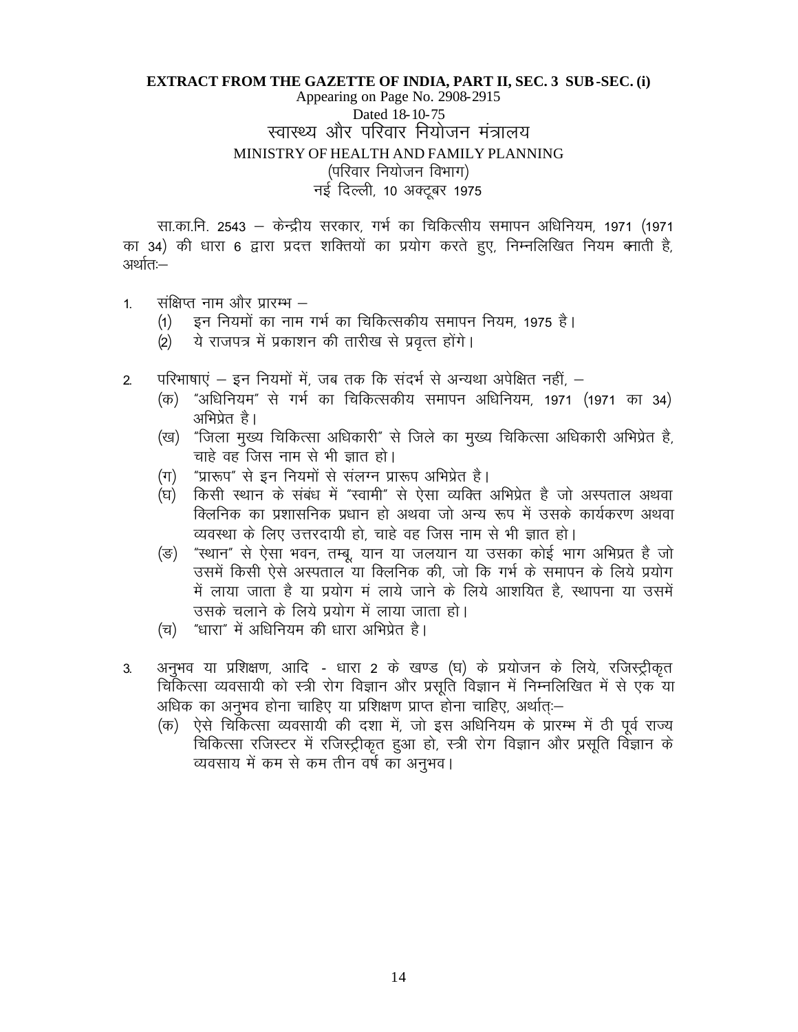**EXTRACT FROM THE GAZETTE OF INDIA, PART II, SEC. 3 SUB-SEC. (i)**

Appearing on Page No. 2908-2915

Dated 18-10-75

स्वास्थ्य और परिवार नियोजन मंत्रालय

MINISTRY OF HEALTH AND FAMILY PLANNING

(परिवार नियोजन विभाग)

नई दिल्ली, 10 अक्टूबर 1975

सा.का.नि. 2543 – केन्द्रीय सरकार, गर्भ का चिकित्सीय समापन अधिनियम, 1971 (1971 का 34) की धारा 6 द्वारा प्रदत्त शक्तियों का प्रयोग करते हुए, निम्नलिखित नियम बनाती है, अर्थातः–

1. संक्षिप्त नाम और प्रारम्भ –
   (1) इन नियमों का नाम गर्भ का चिकित्सकीय समापन नियम, 1975 है।
   (2) ये राजपत्र में प्रकाशन की तारीख से प्रवृत्त होंगे।

2. परिभाषाएं – इन नियमों में, जब तक कि संदर्भ से अन्यथा अपेक्षित नहीं, –
   (क) "अधिनियम" से गर्भ का चिकित्सकीय समापन अधिनियम, 1971 (1971 का 34) अभिप्रेत है।
   (ख) "जिला मुख्य चिकित्सा अधिकारी" से जिले का मुख्य चिकित्सा अधिकारी अभिप्रेत है, चाहे वह जिस नाम से भी ज्ञात हो।
   (ग) "प्रारूप" से इन नियमों से संलग्न प्रारूप अभिप्रेत है।
   (घ) किसी स्थान के संबंध में "स्वामी" से ऐसा व्यक्ति अभिप्रेत है जो अस्पताल अथवा क्लिनिक का प्रशासनिक प्रधान हो अथवा जो अन्य रूप में उसके कार्यकरण अथवा व्यवस्था के लिए उत्तरदायी हो, चाहे वह जिस नाम से भी ज्ञात हो।
   (ङ) "स्थान" से ऐसा भवन, तम्बू, यान या जलयान या उसका कोई भाग अभिप्रत है जो उसमें किसी ऐसे अस्पताल या क्लिनिक की, जो कि गर्भ के समापन के लिये प्रयोग में लाया जाता है या प्रयोग मं लाये जाने के लिये आशयित है, स्थापना या उसमें उसके चलाने के लिये प्रयोग में लाया जाता हो।
   (च) "धारा" में अधिनियम की धारा अभिप्रेत है।

3. अनुभव या प्रशिक्षण, आदि - धारा 2 के खण्ड (घ) के प्रयोजन के लिये, रजिस्ट्रीकृत चिकित्सा व्यवसायी को स्त्री रोग विज्ञान और प्रसूति विज्ञान में निम्नलिखित में से एक या अधिक का अनुभव होना चाहिए या प्रशिक्षण प्राप्त होना चाहिए, अर्थातः–
   (क) ऐसे चिकित्सा व्यवसायी की दशा में, जो इस अधिनियम के प्रारम्भ में ठी पूर्व राज्य चिकित्सा रजिस्टर में रजिस्ट्रीकृत हुआ हो, स्त्री रोग विज्ञान और प्रसूति विज्ञान के व्यवसाय में कम से कम तीन वर्ष का अनुभव।